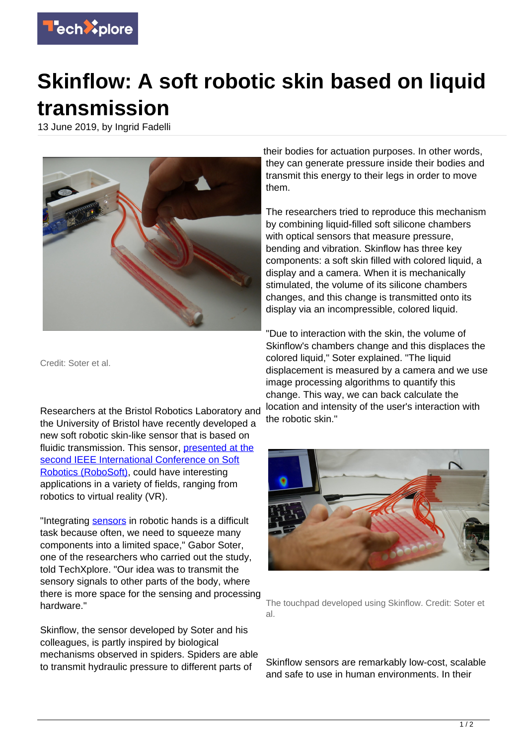# Skinflow: A soft robotic skin based on liquid transmission

13 June 2019, by Ingrid Fadelli

Credit: Soter et al.

Researchers at the Bristol Robotics Laboratory and the University of Bristol have recently developed a new soft robotic skin-like sensor that is based on fluidic transmission. This sensor, presented at the second IEEE International Conference on Soft Robotics (RoboSoft), could have interesting applications in a variety of fields, ranging from robotics to virtual reality (VR).

"Integrating sensors in robotic hands is a difficult task because often, we need to squeeze many components into a limited space," Gabor Soter, one of the researchers who carried out the study, told TechXplore. "Our idea was to transmit the sensory signals to other parts of the body, where there is more space for the sensing and processing hardware."

Skinflow, the sensor developed by Soter and his colleagues, is partly inspired by biological mechanisms observed in spiders. Spiders are able to transmit hydraulic pressure to different parts of their bodies for actuation purposes. In other words, they can generate pressure inside their bodies and transmit this energy to their legs in order to move them.

The researchers tried to reproduce this mechanism by combining liquid-filled soft silicone chambers with optical sensors that measure pressure, bending and vibration. Skinflow has three key components: a soft skin filled with colored liquid, a display and a camera. When it is mechanically stimulated, the volume of its silicone chambers changes, and this change is transmitted onto its display via an incompressible, colored liquid.

"Due to interaction with the skin, the volume of Skinflow's chambers change and this displaces the colored liquid," Soter explained. "The liquid displacement is measured by a camera and we use image processing algorithms to quantify this change. This way, we can back calculate the location and intensity of the user's interaction with the robotic skin."

The touchpad developed using Skinflow. Credit: Soter et al.

Skinflow sensors are remarkably low-cost, scalable and safe to use in human environments. In their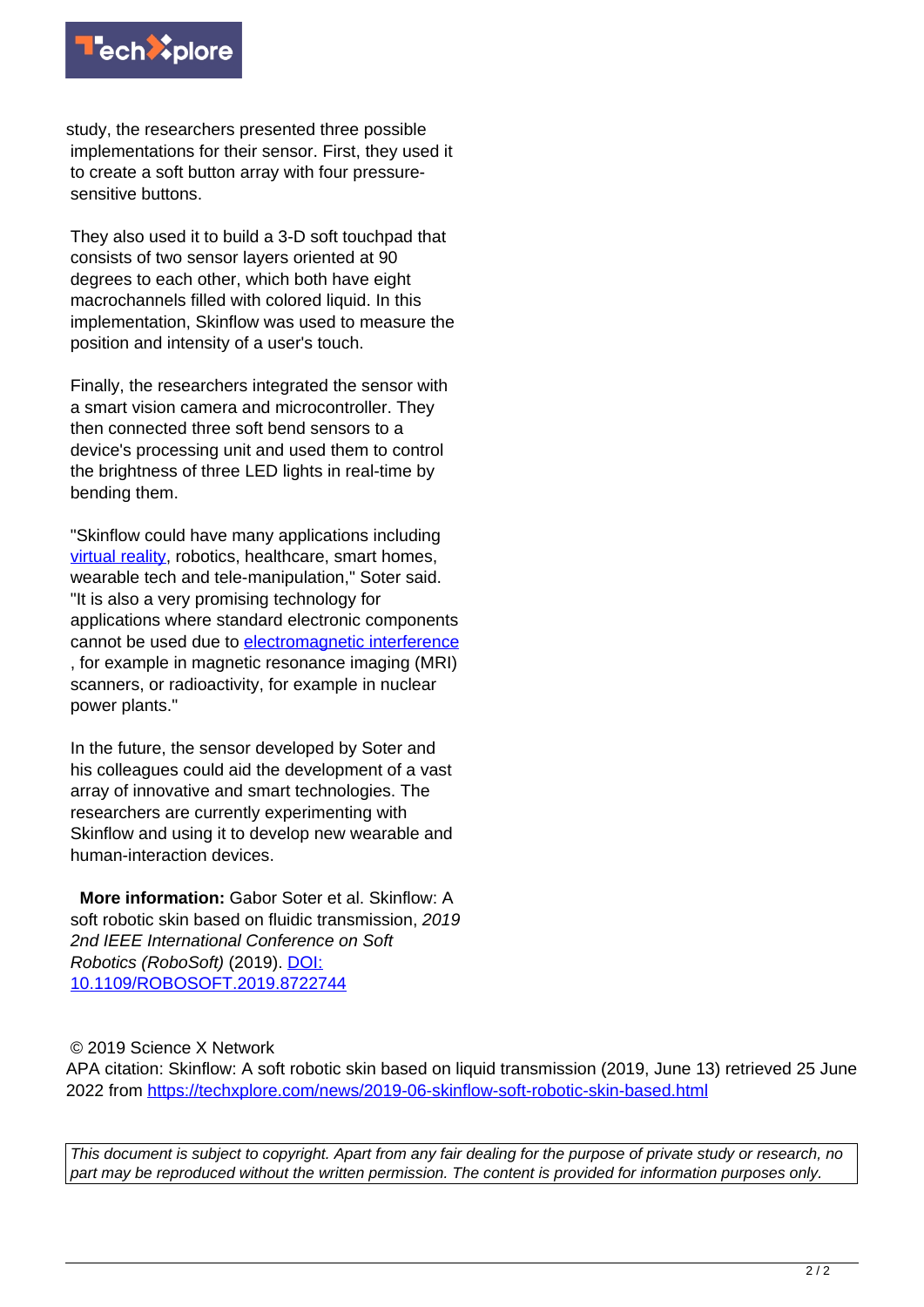study, the researchers presented three possible implementations for their sensor. First, they used it to create a soft button array with four pressure-sensitive buttons.

They also used it to build a 3-D soft touchpad that consists of two sensor layers oriented at 90 degrees to each other, which both have eight macrochannels filled with colored liquid. In this implementation, Skinflow was used to measure the position and intensity of a user's touch.

Finally, the researchers integrated the sensor with a smart vision camera and microcontroller. They then connected three soft bend sensors to a device's processing unit and used them to control the brightness of three LED lights in real-time by bending them.

"Skinflow could have many applications including virtual reality, robotics, healthcare, smart homes, wearable tech and tele-manipulation," Soter said. "It is also a very promising technology for applications where standard electronic components cannot be used due to electromagnetic interference, for example in magnetic resonance imaging (MRI) scanners, or radioactivity, for example in nuclear power plants."

In the future, the sensor developed by Soter and his colleagues could aid the development of a vast array of innovative and smart technologies. The researchers are currently experimenting with Skinflow and using it to develop new wearable and human-interaction devices.

**More information:** Gabor Soter et al. Skinflow: A soft robotic skin based on fluidic transmission, *2019 2nd IEEE International Conference on Soft Robotics (RoboSoft)* (2019). DOI: 10.1109/ROBOSOFT.2019.8722744

© 2019 Science X Network

APA citation: Skinflow: A soft robotic skin based on liquid transmission (2019, June 13) retrieved 25 June 2022 from https://techxplore.com/news/2019-06-skinflow-soft-robotic-skin-based.html

*This document is subject to copyright. Apart from any fair dealing for the purpose of private study or research, no part may be reproduced without the written permission. The content is provided for information purposes only.*